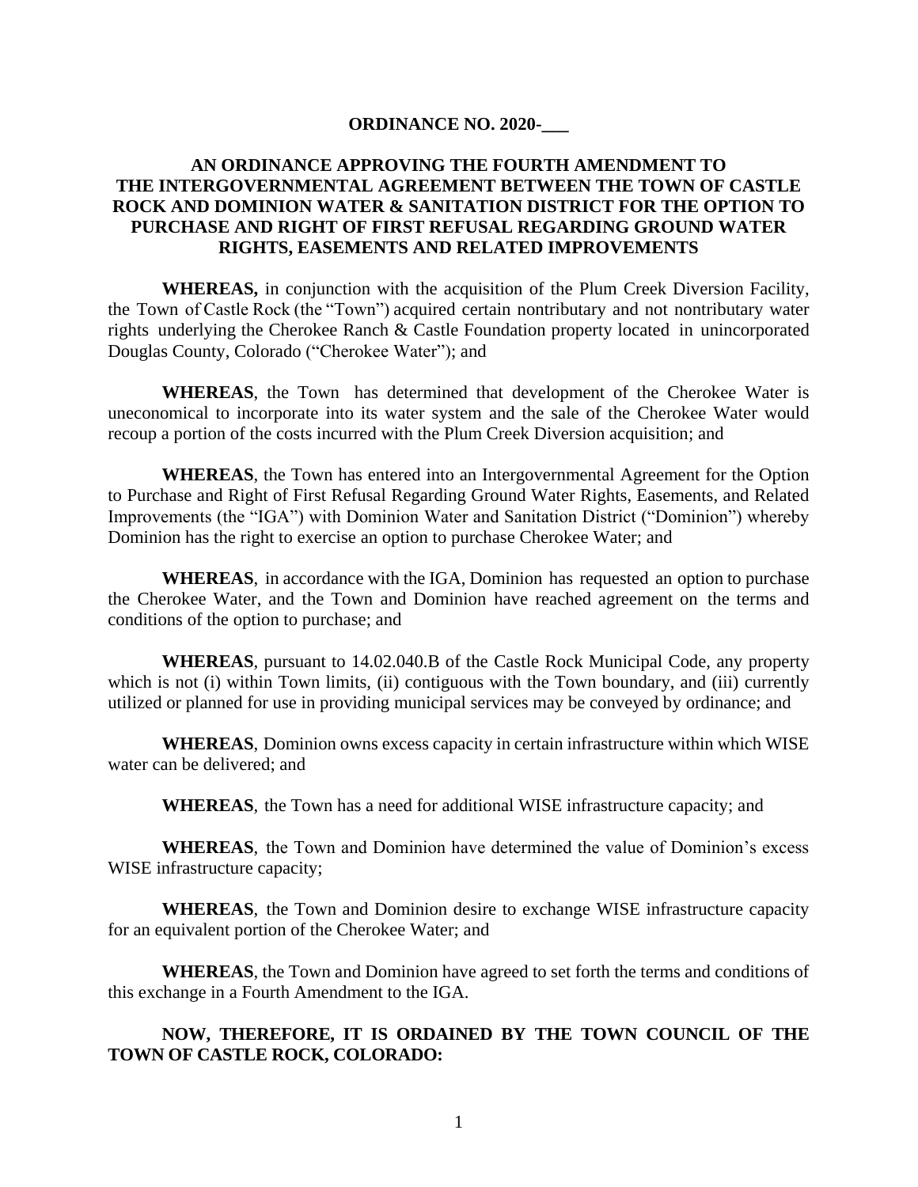**ORDINANCE NO. 2020-___**

**AN ORDINANCE APPROVING THE FOURTH AMENDMENT TO THE INTERGOVERNMENTAL AGREEMENT BETWEEN THE TOWN OF CASTLE ROCK AND DOMINION WATER & SANITATION DISTRICT FOR THE OPTION TO PURCHASE AND RIGHT OF FIRST REFUSAL REGARDING GROUND WATER RIGHTS, EASEMENTS AND RELATED IMPROVEMENTS**

**WHEREAS,** in conjunction with the acquisition of the Plum Creek Diversion Facility, the Town of Castle Rock (the "Town") acquired certain nontributary and not nontributary water rights underlying the Cherokee Ranch & Castle Foundation property located in unincorporated Douglas County, Colorado ("Cherokee Water"); and

**WHEREAS**, the Town has determined that development of the Cherokee Water is uneconomical to incorporate into its water system and the sale of the Cherokee Water would recoup a portion of the costs incurred with the Plum Creek Diversion acquisition; and

**WHEREAS**, the Town has entered into an Intergovernmental Agreement for the Option to Purchase and Right of First Refusal Regarding Ground Water Rights, Easements, and Related Improvements (the "IGA") with Dominion Water and Sanitation District ("Dominion") whereby Dominion has the right to exercise an option to purchase Cherokee Water; and

**WHEREAS**, in accordance with the IGA, Dominion has requested an option to purchase the Cherokee Water, and the Town and Dominion have reached agreement on the terms and conditions of the option to purchase; and

**WHEREAS**, pursuant to 14.02.040.B of the Castle Rock Municipal Code, any property which is not (i) within Town limits, (ii) contiguous with the Town boundary, and (iii) currently utilized or planned for use in providing municipal services may be conveyed by ordinance; and

**WHEREAS**, Dominion owns excess capacity in certain infrastructure within which WISE water can be delivered; and

**WHEREAS**, the Town has a need for additional WISE infrastructure capacity; and

**WHEREAS**, the Town and Dominion have determined the value of Dominion's excess WISE infrastructure capacity;

**WHEREAS**, the Town and Dominion desire to exchange WISE infrastructure capacity for an equivalent portion of the Cherokee Water; and

**WHEREAS**, the Town and Dominion have agreed to set forth the terms and conditions of this exchange in a Fourth Amendment to the IGA.

**NOW, THEREFORE, IT IS ORDAINED BY THE TOWN COUNCIL OF THE TOWN OF CASTLE ROCK, COLORADO:**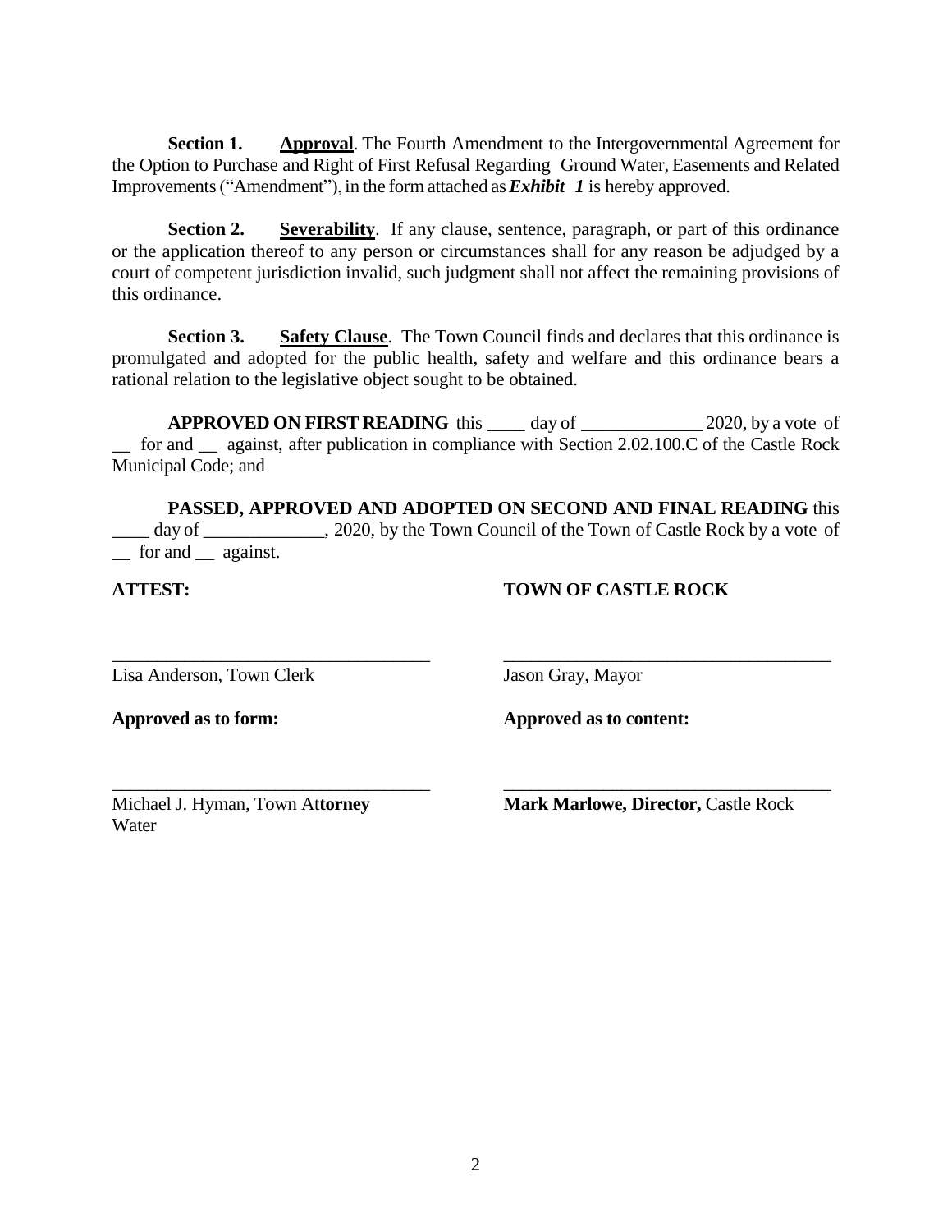**Section 1.** **Approval**. The Fourth Amendment to the Intergovernmental Agreement for the Option to Purchase and Right of First Refusal Regarding Ground Water, Easements and Related Improvements ("Amendment"), in the form attached as ***Exhibit 1*** is hereby approved.

**Section 2.** **Severability**. If any clause, sentence, paragraph, or part of this ordinance or the application thereof to any person or circumstances shall for any reason be adjudged by a court of competent jurisdiction invalid, such judgment shall not affect the remaining provisions of this ordinance.

**Section 3.** **Safety Clause**. The Town Council finds and declares that this ordinance is promulgated and adopted for the public health, safety and welfare and this ordinance bears a rational relation to the legislative object sought to be obtained.

**APPROVED ON FIRST READING** this ____ day of _____________ 2020, by a vote of __ for and __ against, after publication in compliance with Section 2.02.100.C of the Castle Rock Municipal Code; and

**PASSED, APPROVED AND ADOPTED ON SECOND AND FINAL READING** this ____ day of _____________, 2020, by the Town Council of the Town of Castle Rock by a vote of __ for and __ against.

**ATTEST:**

___________________________________
Lisa Anderson, Town Clerk

**TOWN OF CASTLE ROCK**

___________________________________
Jason Gray, Mayor

**Approved as to form:**

___________________________________
Michael J. Hyman, Town At**torney**

**Approved as to content:**

___________________________________
**Mark Marlowe, Director,** Castle Rock Water